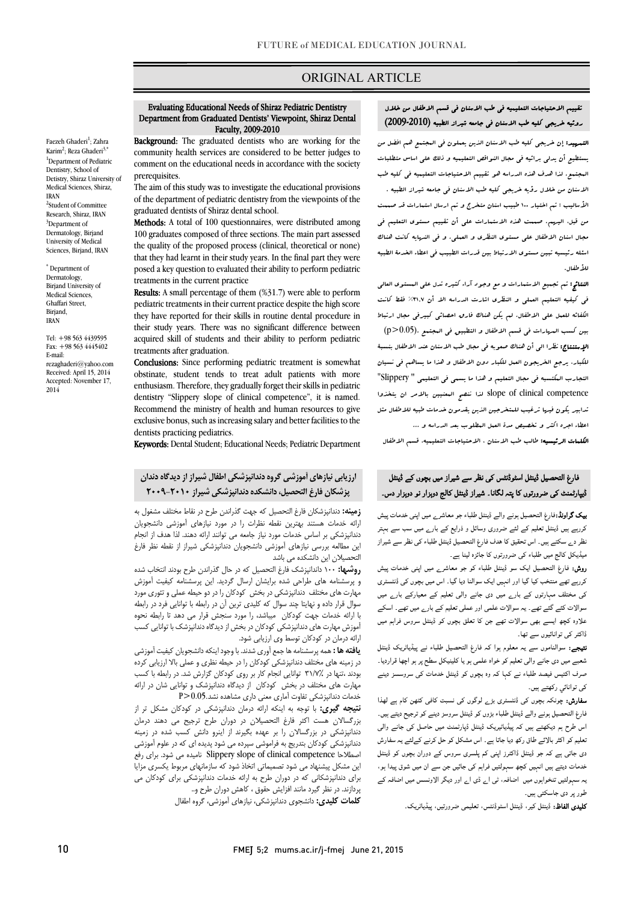ORIGINAL ARTICLE

# Evaluating Educational Needs of Shiraz Pediatric Dentistry Department from Graduated Dentists' Viewpoint, Shiraz Dental Faculty, 2009-2010

Faezeh Ghaderi[1]; Zahra Karim[2]; Reza Ghaderi[3,*]

[1]Department of Pediatric Dentistry, School of Detistry, Shiraz University of Medical Sciences, Shiraz, IRAN

[2]Student of Committee Research, Shiraz, IRAN

[3]Department of Dermatology, Birjand University of Medical Sciences, Birjand, IRAN

* Department of Dermatology, Birjand University of Medical Sciences, Ghaffari Street, Birjand, IRAN

Tel: +98 563 4439595
Fax: +98 563 4445402
E-mail: rezaghaderi@yahoo.com
Received: April 15, 2014
Accepted: November 17, 2014

**Background:** The graduated dentists who are working for the community health services are considered to be better judges to comment on the educational needs in accordance with the society prerequisites.

The aim of this study was to investigate the educational provisions of the department of pediatric dentistry from the viewpoints of the graduated dentists of Shiraz dental school.

**Methods:** A total of 100 questionnaires, were distributed among 100 graduates composed of three sections. The main part assessed the quality of the proposed process (clinical, theoretical or none) that they had learnt in their study years. In the final part they were posed a key question to evaluated their ability to perform pediatric treatments in the current practice

**Results:** A small percentage of them (%31.7) were able to perform pediatric treatments in their current practice despite the high score they have reported for their skills in routine dental procedure in their study years. There was no significant difference between acquired skill of students and their ability to perform pediatric treatments after graduation.

**Conclusions:** Since performing pediatric treatment is somewhat obstinate, student tends to treat adult patients with more enthusiasm. Therefore, they gradually forget their skills in pediatric dentistry "Slippery slope of clinical competence", it is named. Recommend the ministry of health and human resources to give exclusive bonus, such as increasing salary and better facilities to the dentists practicing pediatrics.

**Keywords:** Dental Student; Educational Needs; Pediatric Department

## تقييم الاحتياجات التعليميه في طب الاسنان في قسم الاطفال من خلال رؤيه خريجي كليه طب الاسنان في جامعه شيراز الطبيه (2010-2009)

**التمهيد:** إن خريجي كليه طب الاسنان الذين يعملون في المجتمع هم افضل من يستطيع أن يدلي برائيه في مجال النواقص التعليميه و ذلك على اساس متطلبات المجتمع. لذا هدف هذه الدراسه هو تقييم الاحتياجات التعليميه في كليه طب الاسنان من خلال رؤيه خريجي كليه طب الاسنان في جامعه شيراز الطبيه .

**الأساليب :** تم اختيار ١٠٠ طبيب اسنان متخرج و تم ارسال استمارات قد صممت من قبل. البرهم. صممت هذه الاستمارات على أن تقييم مستوى التعليم في مجال اسنان الاطفال على مستوى النظري و العملي. و في النهايه كانت هناك اسئله رئيسيه تبين مستوى الارتباط بين قدرات الطبيب في اعطاء الخدمه الطبيه للاطفال.

**النتائج:** تم تجميع الاستمارات و مع وجود آراء كثيره تدل على المستوى العالي في كيفيه التعليم العملي و النظري اشارت الدراسه الا أن ٣١،٧٪ فقط كانت الكفائه للعمل على الاطفال. لم يكن هناك فارق احصائي كبيرفي مجال ارتباط بين كسب المهارات في قسم الاطفال و التطبيق في المجتمع .(p>0.05)

**الإستنتاج:** نظرا الى أن هناك صعوبه في مجال طب الاسنان عند الاطفال بنسبة للكبار، يرجع الخريجون العمل للكبار دون الاطفال و هذا ما يساهم في نسيان التجارب المكتسبه في مجال التعليم و هذا ما يسمى في التعليمي " Slippery slope of clinical competence" لذا ننصح المعنيين بالامر ان يتخذوا تدابير يكون فيها ترغيب للمتخرجين الذين يقدمون خدمات طبيه للاطفال مثل اعطاء اجره اكثر و تخصيص مدة العمل المطلوب بعد الدراسه و ...

**الكلمات الرئيسيه:** طالب طب الاسنان ، الاحتياجات التعليميه، قسم الاطفال

## ارزیابی نیازهای آموزشی گروه دندانپزشکی اطفال شیراز از دیدگاه دندان پزشکان فارغ التحصیل، دانشکده دندانپزشکی شیراز ۲۰۱۰-۲۰۰۹

**زمینه:** دندانپزشکان فارغ التحصیل که جهت گذراندن طرح در نقاط مختلف مشغول به ارائه خدمات هستند بهترین نقطه نظرات را در مورد نیازهای آموزشی دانشجویان دندانپزشکی بر اساس خدمات مورد نیاز جامعه می توانند ارائه دهند. لذا هدف از انجام این مطالعه بررسی نیازهای آموزشی دانشجویان دندانپزشکی شیراز از نقطه نظر فارغ التحصیلان این دانشکده می باشد

**روشها:** ۱۰۰ دندانپزشک فارغ التحصیل که در حال گذراندن طرح بودند انتخاب شده و پرسشنامه های طراحی شده برایشان ارسال گردید. این پرسشنامه کیفیت آموزش مهارت های مختلف دندانپزشکی در بخش کودکان را در دو حیطه عملی و تئوری مورد سوال قرار داده و نهایتا چند سوال که کلیدی ترین آن در رابطه با توانایی فرد در رابطه با ارائه خدمات جهت کودکان میباشد، را مورد سنجش قرار می دهد تا رابطه نحوه آموزش مهارت های دندانپزشکی کودکان در بخش از دیدگاه دندانپزشک با توانایی کسب ارائه درمان در کودکان توسط وی ارزیابی شود.

**یافته ها :** همه پرسشنامه ها جمع آوری شدند. با وجود اینکه دانشجویان کیفیت آموزشی در زمینه های مختلف دندانپزشکی کودکان را در حیطه نظری و عملی بالا ارزیابی کرده بودند تنها در ۳۱/۷٪ توانایی انجام کار بر روی کودکان گزارش شد. در رابطه با کسب مهارت های مختلف در بخش کودکان از دیدگاه دندانپزشک و توانایی شان در ارائه خدمات دندانپزشکی تفاوت آماری معنی داری مشاهده نشد.P>0.05

**نتیجه گیری:** با توجه به اینکه ارائه درمان دندانپزشکی در کودکان مشکل تر از بزرگسالان هست اکثر فارغ التحصیلان در دوران طرح ترجیح می دهند درمان دندانپزشکی در بزرگسالان را بر عهده بگیرند از اینرو دانش کسب شده در زمینه دندانپزشکی کودکان بتدریج به فراموشی سپرده می شود پدیده ای که در علوم آموزشی اصطلاحا Slippery slope of clinical competence نامیده می شود. برای رفع این مشکل پیشنهاد می شود تصمیماتی اتخاذ شود که سازمانهای مربوط یکسری مزایا برای دندانپزشکانی که در دوران طرح به ارائه خدمات دندانپزشکی برای کودکان می پردازند. در نظر گیرد مانند افزایش حقوق ، کاهش دوران طرح و..

**کلمات کلیدی:** دانشجوی دندانپزشکی، نیازهای آموزشی، گروه اطفال

## فارغ التحصیل ڈینٹل اسٹوڈنٹس کی نظر سے شیراز میں بچوں کے ڈینٹل ڈپارٹمنٹ کی ضرورتوں کا پتہ لگانا۔ شیراز ڈینٹل کالج دوہزار نو دوہزار دس۔

**بیک گراونڈ:** فارغ التحصیل ہونے والے ڈینٹل طلباء جو معاشرے میں اپنی خدمات پیش کررہے ہیں ڈینٹل تعلیم کے لئے ضروری وسائل و ذرایع کے بارے میں سب سے بہتر نظر دے سکتے ہیں۔ اس تحقیق کا ھدف فارغ التحصیل ڈینٹل طلباء کی نظر سے شیراز میڈیکل کالج میں طلباء کی ضرورتوں کا جائزہ لینا ہے۔

**روش:** فارغ التحصیل ایک سو ڈینٹل طلباء کو جو معاشرے میں اپنی خدمات پیش کررہے تھے منتخب کیا گیا اور انھیں ایک سوالنا دیا گیا۔ اس میں بچوں کی ڈنٹسٹری کی مختلف مہارتوں کے بارے میں دی جانے والی تعلیم کے معیارکے بارے میں سوالات کئے گئے تھے۔ یہ سوالات علمی اور عملی تعلیم کے بارے میں تھے۔ اسکے علاوہ کچھ ایسے بھی سوالات تھے جن کا تعلق بچوں کو ڈینٹل سروس فراہم میں ڈاکٹر کی توانائیوں سے تھا۔

**نتیجے:** سوالناموں سے یہ معلوم ہوا کہ فارغ التحصیل طلباء نے پیڈیاٹریک ڈینٹل شعبے میں دی جانے والی تعلیم کو خواہ علمی ہو یا کلینیکل سطح پر ہو اچھا قراردیا۔ صرف اکتیس فیصد طلباء نے کہا کہ وہ بچوں کو ڈینٹل خدمات کی سروسسز دینے کی توانائي رکھتے ہیں۔

**سفارش:** چونکہ بچوں کی ڈنٹسٹری بڑے لوگوں کی نسبت کافی کٹھن کام ہے لھذا فارغ التحصیل ہونے والے ڈینٹل طلباء بڑوں کو ڈینٹل سروسز دینے کو ترجیح دیتے ہیں۔ اس طرح ہم دیکھتے ہیں کہ پیڈیاٹیریک ڈینٹل ڈپارٹمنٹ میں حاصل کی جانے والی تعلیم کو اکثر بالائے طاق رکھ دیا جاتا ہے۔ اس مشکل کو حل کرنے کےلئے یہ سفارش دی جاتی ہے کہ جو ڈینٹل ڈاکٹرز اپنی کم پلسری سروس کے دوران بچوں کو ڈینٹل خدمات دیتے ہیں انہیں کچھ سہولتیں فراہم کی جائیں جس سے ان میں شوق پیدا ہو، یہ سہولتیں تنخواہوں میں اضافہ، ٹی اے ڈی اے اور دیگر الاونسس میں اضافے کے طور پر دی جاسکتی ہیں۔

**کلیدی الفاظ:** ڈینٹل کیر، ڈینٹل اسٹوڈنٹس، تعلیمی ضرورتیں، پیڈیاٹریک۔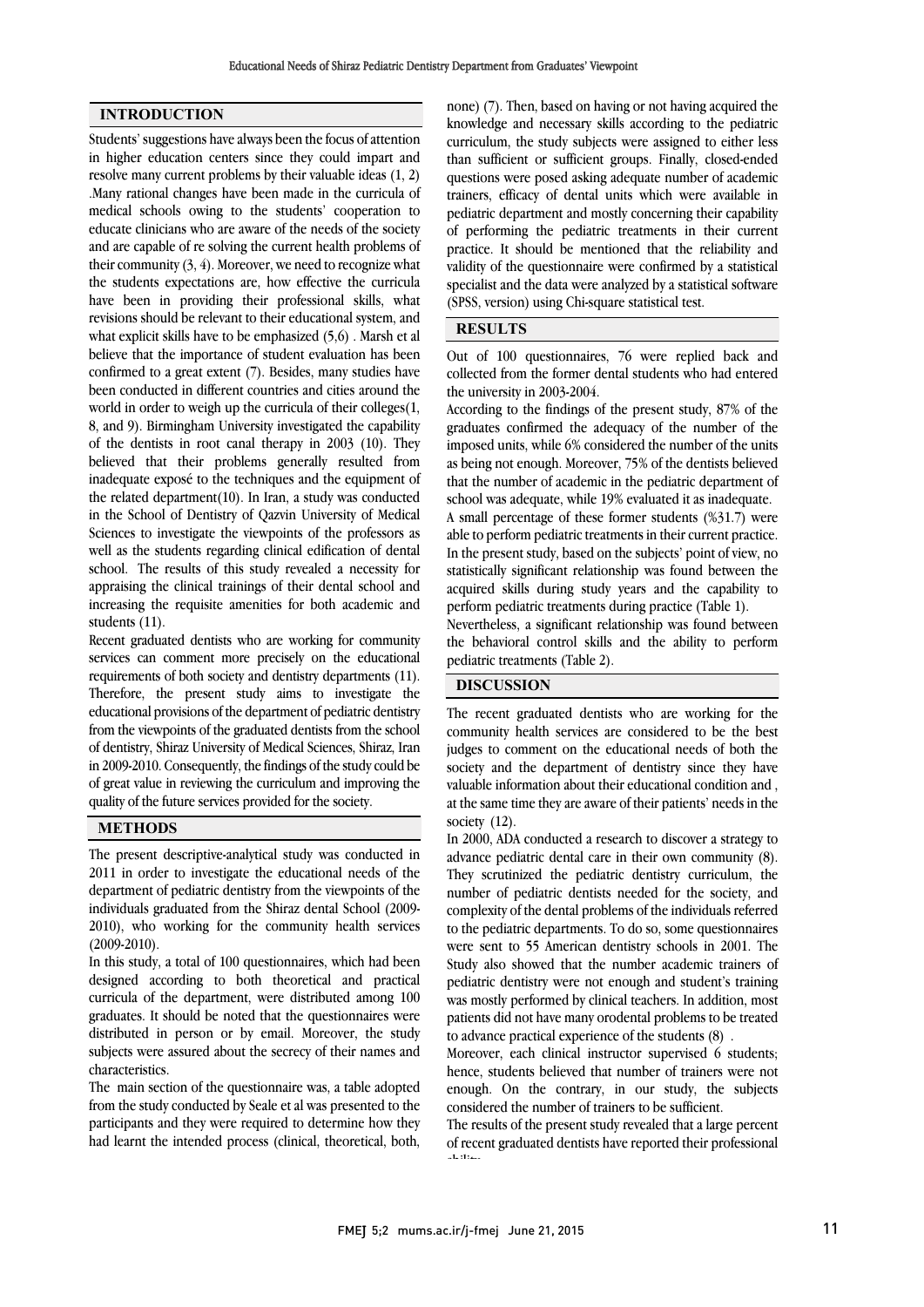## INTRODUCTION

Students' suggestions have always been the focus of attention in higher education centers since they could impart and resolve many current problems by their valuable ideas (1, 2) .Many rational changes have been made in the curricula of medical schools owing to the students' cooperation to educate clinicians who are aware of the needs of the society and are capable of re solving the current health problems of their community (3, 4). Moreover, we need to recognize what the students expectations are, how effective the curricula have been in providing their professional skills, what revisions should be relevant to their educational system, and what explicit skills have to be emphasized (5,6) . Marsh et al believe that the importance of student evaluation has been confirmed to a great extent (7). Besides, many studies have been conducted in different countries and cities around the world in order to weigh up the curricula of their colleges(1, 8, and 9). Birmingham University investigated the capability of the dentists in root canal therapy in 2003 (10). They believed that their problems generally resulted from inadequate exposé to the techniques and the equipment of the related department(10). In Iran, a study was conducted in the School of Dentistry of Qazvin University of Medical Sciences to investigate the viewpoints of the professors as well as the students regarding clinical edification of dental school. The results of this study revealed a necessity for appraising the clinical trainings of their dental school and increasing the requisite amenities for both academic and students (11).

Recent graduated dentists who are working for community services can comment more precisely on the educational requirements of both society and dentistry departments (11). Therefore, the present study aims to investigate the educational provisions of the department of pediatric dentistry from the viewpoints of the graduated dentists from the school of dentistry, Shiraz University of Medical Sciences, Shiraz, Iran in 2009-2010. Consequently, the findings of the study could be of great value in reviewing the curriculum and improving the quality of the future services provided for the society.

## METHODS

The present descriptive-analytical study was conducted in 2011 in order to investigate the educational needs of the department of pediatric dentistry from the viewpoints of the individuals graduated from the Shiraz dental School (2009-2010), who working for the community health services (2009-2010).

In this study, a total of 100 questionnaires, which had been designed according to both theoretical and practical curricula of the department, were distributed among 100 graduates. It should be noted that the questionnaires were distributed in person or by email. Moreover, the study subjects were assured about the secrecy of their names and characteristics.

The main section of the questionnaire was, a table adopted from the study conducted by Seale et al was presented to the participants and they were required to determine how they had learnt the intended process (clinical, theoretical, both, none) (7). Then, based on having or not having acquired the knowledge and necessary skills according to the pediatric curriculum, the study subjects were assigned to either less than sufficient or sufficient groups. Finally, closed-ended questions were posed asking adequate number of academic trainers, efficacy of dental units which were available in pediatric department and mostly concerning their capability of performing the pediatric treatments in their current practice. It should be mentioned that the reliability and validity of the questionnaire were confirmed by a statistical specialist and the data were analyzed by a statistical software (SPSS, version) using Chi-square statistical test.

## RESULTS

Out of 100 questionnaires, 76 were replied back and collected from the former dental students who had entered the university in 2003-2004.

According to the findings of the present study, 87% of the graduates confirmed the adequacy of the number of the imposed units, while 6% considered the number of the units as being not enough. Moreover, 75% of the dentists believed that the number of academic in the pediatric department of school was adequate, while 19% evaluated it as inadequate.

A small percentage of these former students (%31.7) were able to perform pediatric treatments in their current practice. In the present study, based on the subjects' point of view, no statistically significant relationship was found between the acquired skills during study years and the capability to perform pediatric treatments during practice (Table 1).

Nevertheless, a significant relationship was found between the behavioral control skills and the ability to perform pediatric treatments (Table 2).

## DISCUSSION

The recent graduated dentists who are working for the community health services are considered to be the best judges to comment on the educational needs of both the society and the department of dentistry since they have valuable information about their educational condition and , at the same time they are aware of their patients' needs in the society (12).

In 2000, ADA conducted a research to discover a strategy to advance pediatric dental care in their own community (8). They scrutinized the pediatric dentistry curriculum, the number of pediatric dentists needed for the society, and complexity of the dental problems of the individuals referred to the pediatric departments. To do so, some questionnaires were sent to 55 American dentistry schools in 2001. The Study also showed that the number academic trainers of pediatric dentistry were not enough and student's training was mostly performed by clinical teachers. In addition, most patients did not have many orodental problems to be treated to advance practical experience of the students (8) .

Moreover, each clinical instructor supervised 6 students; hence, students believed that number of trainers were not enough. On the contrary, in our study, the subjects considered the number of trainers to be sufficient.

The results of the present study revealed that a large percent of recent graduated dentists have reported their professional ability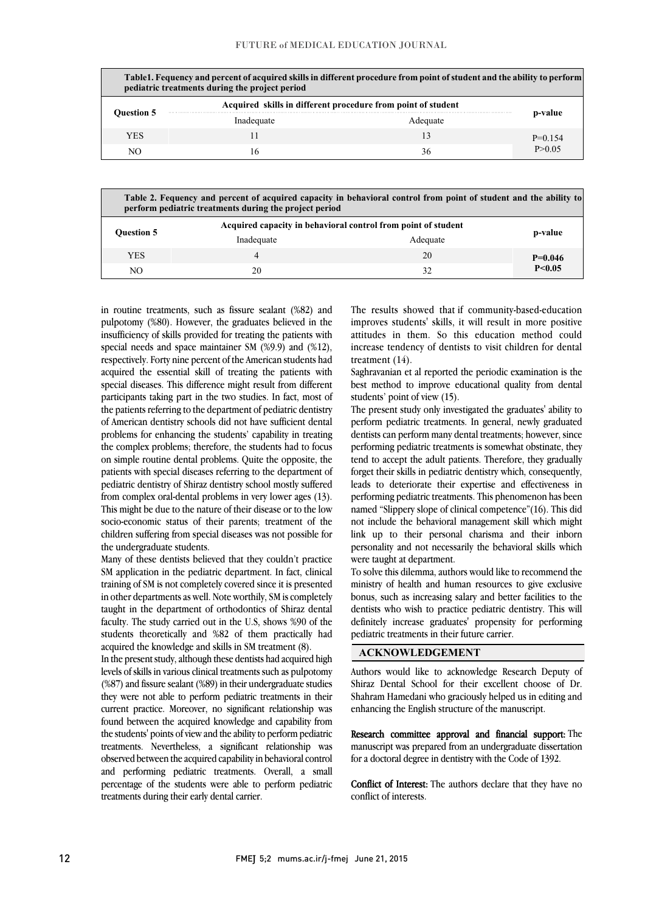**Table1. Fequency and percent of acquired skills in different procedure from point of student and the ability to perform pediatric treatments during the project period**

| Question 5 | Acquired skills in different procedure from point of student | | p-value |
|---|---|---|---|
| | Inadequate | Adequate | |
| YES | 11 | 13 | P=0.154 P>0.05 |
| NO | 16 | 36 | |

**Table 2. Fequency and percent of acquired capacity in behavioral control from point of student and the ability to perform pediatric treatments during the project period**

| Question 5 | Acquired capacity in behavioral control from point of student | | p-value |
|---|---|---|---|
| | Inadequate | Adequate | |
| YES | 4 | 20 | **P=0.046 P<0.05** |
| NO | 20 | 32 | |

in routine treatments, such as fissure sealant (%82) and pulpotomy (%80). However, the graduates believed in the insufficiency of skills provided for treating the patients with special needs and space maintainer SM (%9.9) and (%12), respectively. Forty nine percent of the American students had acquired the essential skill of treating the patients with special diseases. This difference might result from different participants taking part in the two studies. In fact, most of the patients referring to the department of pediatric dentistry of American dentistry schools did not have sufficient dental problems for enhancing the students' capability in treating the complex problems; therefore, the students had to focus on simple routine dental problems. Quite the opposite, the patients with special diseases referring to the department of pediatric dentistry of Shiraz dentistry school mostly suffered from complex oral-dental problems in very lower ages (13). This might be due to the nature of their disease or to the low socio-economic status of their parents; treatment of the children suffering from special diseases was not possible for the undergraduate students.

Many of these dentists believed that they couldn't practice SM application in the pediatric department. In fact, clinical training of SM is not completely covered since it is presented in other departments as well. Note worthily, SM is completely taught in the department of orthodontics of Shiraz dental faculty. The study carried out in the U.S, shows %90 of the students theoretically and %82 of them practically had acquired the knowledge and skills in SM treatment (8).

In the present study, although these dentists had acquired high levels of skills in various clinical treatments such as pulpotomy (%87) and fissure sealant (%89) in their undergraduate studies they were not able to perform pediatric treatments in their current practice. Moreover, no significant relationship was found between the acquired knowledge and capability from the students' points of view and the ability to perform pediatric treatments. Nevertheless, a significant relationship was observed between the acquired capability in behavioral control and performing pediatric treatments. Overall, a small percentage of the students were able to perform pediatric treatments during their early dental carrier.

The results showed that if community-based-education improves students' skills, it will result in more positive attitudes in them. So this education method could increase tendency of dentists to visit children for dental treatment (14).

Saghravanian et al reported the periodic examination is the best method to improve educational quality from dental students' point of view (15).

The present study only investigated the graduates' ability to perform pediatric treatments. In general, newly graduated dentists can perform many dental treatments; however, since performing pediatric treatments is somewhat obstinate, they tend to accept the adult patients. Therefore, they gradually forget their skills in pediatric dentistry which, consequently, leads to deteriorate their expertise and effectiveness in performing pediatric treatments. This phenomenon has been named "Slippery slope of clinical competence"(16). This did not include the behavioral management skill which might link up to their personal charisma and their inborn personality and not necessarily the behavioral skills which were taught at department.

To solve this dilemma, authors would like to recommend the ministry of health and human resources to give exclusive bonus, such as increasing salary and better facilities to the dentists who wish to practice pediatric dentistry. This will definitely increase graduates' propensity for performing pediatric treatments in their future carrier.

## ACKNOWLEDGEMENT

Authors would like to acknowledge Research Deputy of Shiraz Dental School for their excellent choose of Dr. Shahram Hamedani who graciously helped us in editing and enhancing the English structure of the manuscript.

**Research committee approval and financial support:** The manuscript was prepared from an undergraduate dissertation for a doctoral degree in dentistry with the Code of 1392.

**Conflict of Interest:** The authors declare that they have no conflict of interests.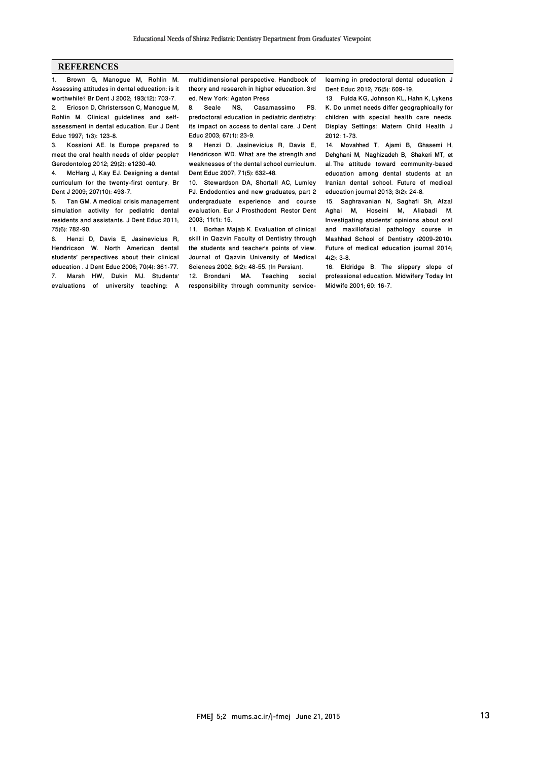## REFERENCES

1. Brown G, Manogue M, Rohlin M. Assessing attitudes in dental education: is it worthwhile? Br Dent J 2002; 193(12): 703-7.
2. Ericson D, Christersson C, Manogue M, Rohlin M. Clinical guidelines and self-assessment in dental education. Eur J Dent Educ 1997; 1(3): 123-8.
3. Kossioni AE. Is Europe prepared to meet the oral health needs of older people? Gerodontolog 2012; 29(2): e1230-40.
4. McHarg J, Kay EJ. Designing a dental curriculum for the twenty-first century. Br Dent J 2009; 207(10): 493-7.
5. Tan GM. A medical crisis management simulation activity for pediatric dental residents and assistants. J Dent Educ 2011; 75(6): 782-90.
6. Henzi D, Davis E, Jasinevicius R, Hendricson W. North American dental students' perspectives about their clinical education . J Dent Educ 2006; 70(4): 361-77.
7. Marsh HW, Dukin MJ. Students' evaluations of university teaching: A multidimensional perspective. Handbook of theory and research in higher education. 3rd ed. New York: Agaton Press
8. Seale NS, Casamassimo PS. predoctoral education in pediatric dentistry: its impact on access to dental care. J Dent Educ 2003; 67(1): 23-9.
9. Henzi D, Jasinevicius R, Davis E, Hendricson WD. What are the strength and weaknesses of the dental school curriculum. Dent Educ 2007; 71(5): 632-48.
10. Stewardson DA, Shortall AC, Lumley PJ. Endodontics and new graduates, part 2 undergraduate experience and course evaluation. Eur J Prosthodont Restor Dent 2003; 11(1): 15.
11. Borhan Majab K. Evaluation of clinical skill in Qazvin Faculty of Dentistry through the students and teacher's points of view. Journal of Qazvin University of Medical Sciences 2002; 6(2): 48-55. [In Persian].
12. Brondani MA. Teaching social responsibility through community service-learning in predoctoral dental education. J Dent Educ 2012; 76(5): 609-19.
13. Fulda KG, Johnson KL, Hahn K, Lykens K. Do unmet needs differ geographically for children with special health care needs. Display Settings: Matern Child Health J 2012: 1-73.
14. Movahhed T, Ajami B, Ghasemi H, Dehghani M, Naghizadeh B, Shakeri MT, et al. The attitude toward community-based education among dental students at an Iranian dental school. Future of medical education journal 2013; 3(2): 24-8.
15. Saghravanian N, Saghafi Sh, Afzal Aghai M, Hoseini M, Aliabadi M. Investigating students' opinions about oral and maxillofacial pathology course in Mashhad School of Dentistry (2009-2010). Future of medical education journal 2014; 4(2): 3-8.
16. Eldridge B. The slippery slope of professional education. Midwifery Today Int Midwife 2001; 60: 16-7.